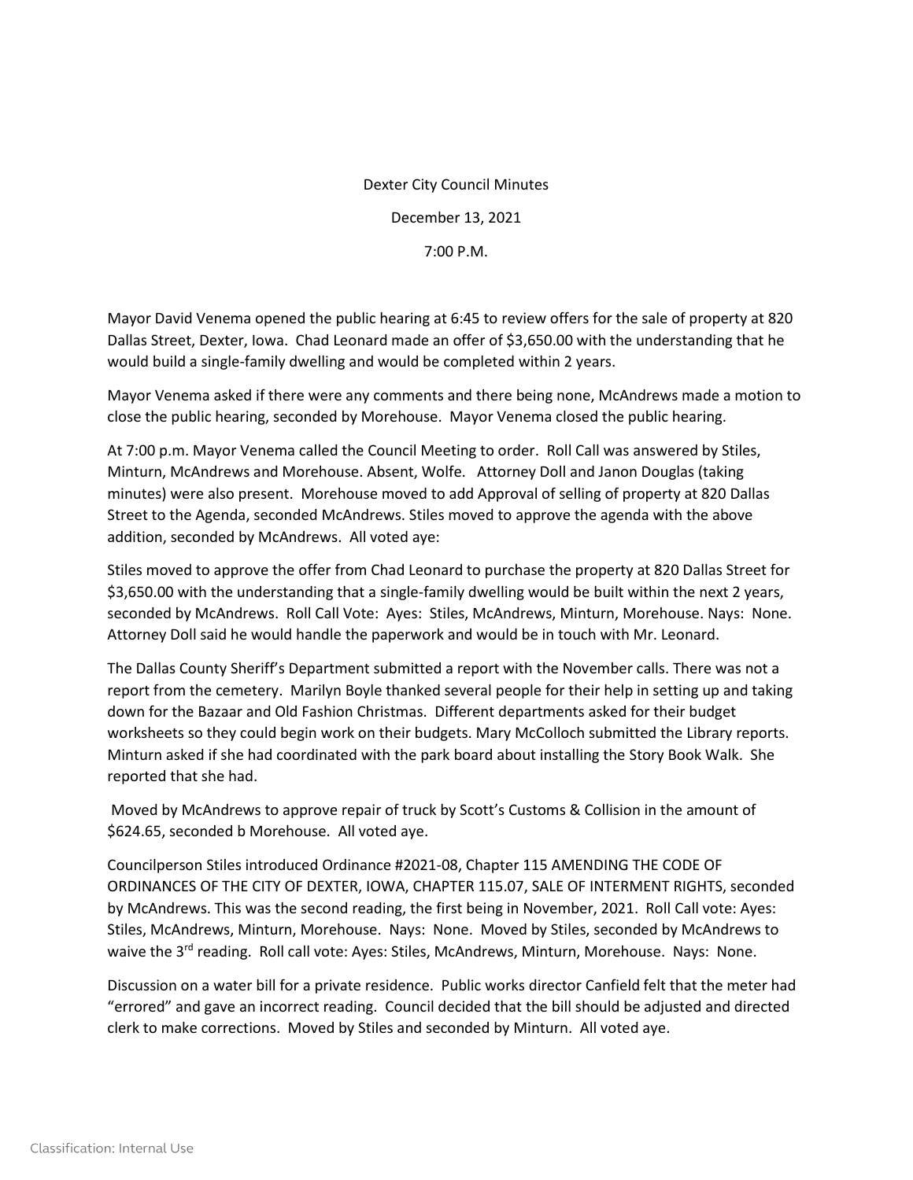Dexter City Council Minutes

December 13, 2021

7:00 P.M.

Mayor David Venema opened the public hearing at 6:45 to review offers for the sale of property at 820 Dallas Street, Dexter, Iowa. Chad Leonard made an offer of $3,650.00 with the understanding that he would build a single-family dwelling and would be completed within 2 years.

Mayor Venema asked if there were any comments and there being none, McAndrews made a motion to close the public hearing, seconded by Morehouse. Mayor Venema closed the public hearing.

At 7:00 p.m. Mayor Venema called the Council Meeting to order. Roll Call was answered by Stiles, Minturn, McAndrews and Morehouse. Absent, Wolfe. Attorney Doll and Janon Douglas (taking minutes) were also present. Morehouse moved to add Approval of selling of property at 820 Dallas Street to the Agenda, seconded McAndrews. Stiles moved to approve the agenda with the above addition, seconded by McAndrews. All voted aye:

Stiles moved to approve the offer from Chad Leonard to purchase the property at 820 Dallas Street for $3,650.00 with the understanding that a single-family dwelling would be built within the next 2 years, seconded by McAndrews. Roll Call Vote: Ayes: Stiles, McAndrews, Minturn, Morehouse. Nays: None. Attorney Doll said he would handle the paperwork and would be in touch with Mr. Leonard.

The Dallas County Sheriff's Department submitted a report with the November calls. There was not a report from the cemetery. Marilyn Boyle thanked several people for their help in setting up and taking down for the Bazaar and Old Fashion Christmas. Different departments asked for their budget worksheets so they could begin work on their budgets. Mary McColloch submitted the Library reports. Minturn asked if she had coordinated with the park board about installing the Story Book Walk. She reported that she had.

Moved by McAndrews to approve repair of truck by Scott's Customs & Collision in the amount of $624.65, seconded b Morehouse. All voted aye.

Councilperson Stiles introduced Ordinance #2021-08, Chapter 115 AMENDING THE CODE OF ORDINANCES OF THE CITY OF DEXTER, IOWA, CHAPTER 115.07, SALE OF INTERMENT RIGHTS, seconded by McAndrews. This was the second reading, the first being in November, 2021. Roll Call vote: Ayes: Stiles, McAndrews, Minturn, Morehouse. Nays: None. Moved by Stiles, seconded by McAndrews to waive the 3rd reading. Roll call vote: Ayes: Stiles, McAndrews, Minturn, Morehouse. Nays: None.

Discussion on a water bill for a private residence. Public works director Canfield felt that the meter had "errored" and gave an incorrect reading. Council decided that the bill should be adjusted and directed clerk to make corrections. Moved by Stiles and seconded by Minturn. All voted aye.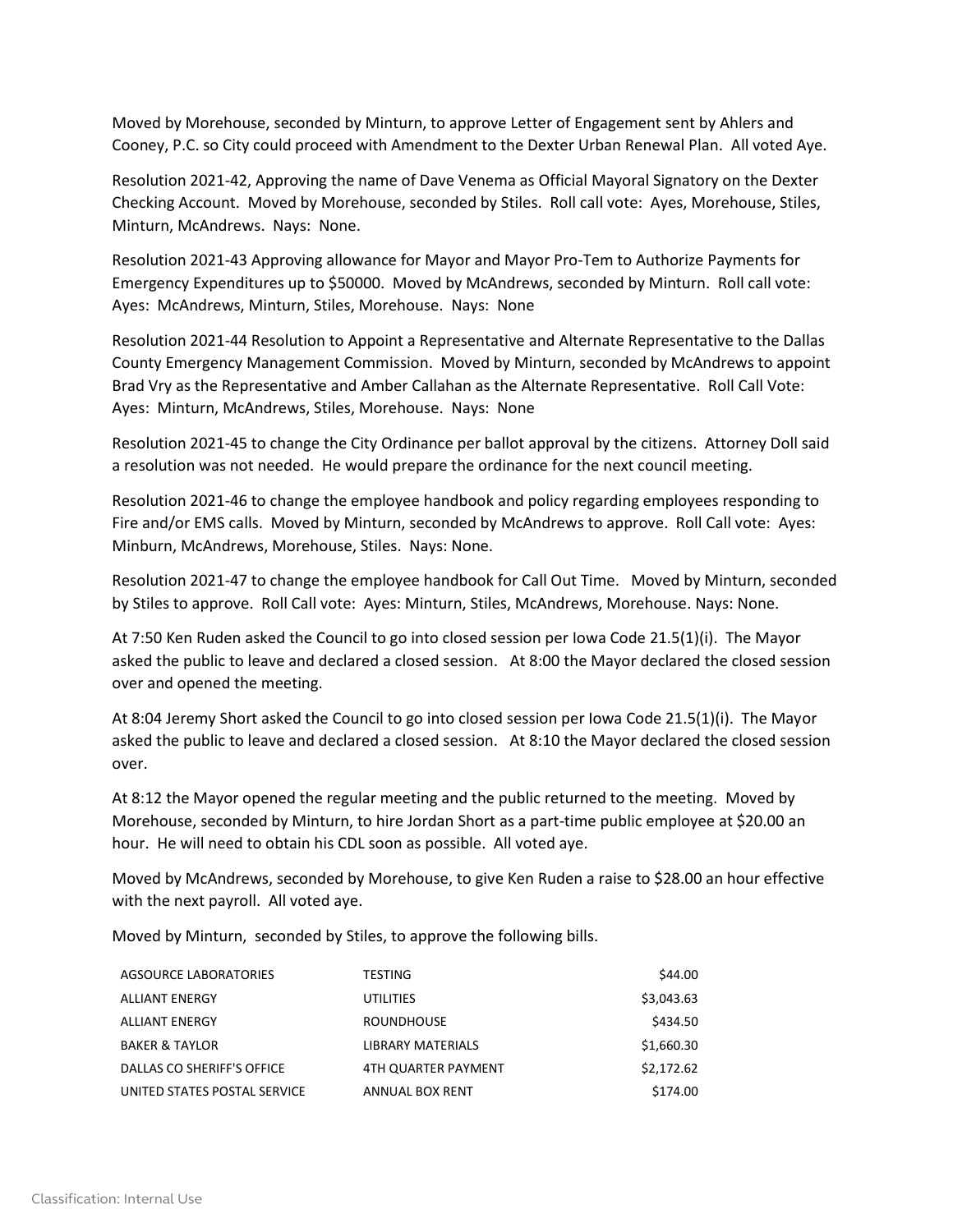Moved by Morehouse, seconded by Minturn, to approve Letter of Engagement sent by Ahlers and Cooney, P.C. so City could proceed with Amendment to the Dexter Urban Renewal Plan. All voted Aye.

Resolution 2021-42, Approving the name of Dave Venema as Official Mayoral Signatory on the Dexter Checking Account. Moved by Morehouse, seconded by Stiles. Roll call vote: Ayes, Morehouse, Stiles, Minturn, McAndrews. Nays: None.

Resolution 2021-43 Approving allowance for Mayor and Mayor Pro-Tem to Authorize Payments for Emergency Expenditures up to $50000. Moved by McAndrews, seconded by Minturn. Roll call vote: Ayes: McAndrews, Minturn, Stiles, Morehouse. Nays: None

Resolution 2021-44 Resolution to Appoint a Representative and Alternate Representative to the Dallas County Emergency Management Commission. Moved by Minturn, seconded by McAndrews to appoint Brad Vry as the Representative and Amber Callahan as the Alternate Representative. Roll Call Vote: Ayes: Minturn, McAndrews, Stiles, Morehouse. Nays: None

Resolution 2021-45 to change the City Ordinance per ballot approval by the citizens. Attorney Doll said a resolution was not needed. He would prepare the ordinance for the next council meeting.

Resolution 2021-46 to change the employee handbook and policy regarding employees responding to Fire and/or EMS calls. Moved by Minturn, seconded by McAndrews to approve. Roll Call vote: Ayes: Minburn, McAndrews, Morehouse, Stiles. Nays: None.

Resolution 2021-47 to change the employee handbook for Call Out Time. Moved by Minturn, seconded by Stiles to approve. Roll Call vote: Ayes: Minturn, Stiles, McAndrews, Morehouse. Nays: None.

At 7:50 Ken Ruden asked the Council to go into closed session per Iowa Code 21.5(1)(i). The Mayor asked the public to leave and declared a closed session. At 8:00 the Mayor declared the closed session over and opened the meeting.

At 8:04 Jeremy Short asked the Council to go into closed session per Iowa Code 21.5(1)(i). The Mayor asked the public to leave and declared a closed session. At 8:10 the Mayor declared the closed session over.

At 8:12 the Mayor opened the regular meeting and the public returned to the meeting. Moved by Morehouse, seconded by Minturn, to hire Jordan Short as a part-time public employee at $20.00 an hour. He will need to obtain his CDL soon as possible. All voted aye.

Moved by McAndrews, seconded by Morehouse, to give Ken Ruden a raise to $28.00 an hour effective with the next payroll. All voted aye.

Moved by Minturn, seconded by Stiles, to approve the following bills.

| | | |
|---|---|---|
| AGSOURCE LABORATORIES | TESTING | $44.00 |
| ALLIANT ENERGY | UTILITIES | $3,043.63 |
| ALLIANT ENERGY | ROUNDHOUSE | $434.50 |
| BAKER & TAYLOR | LIBRARY MATERIALS | $1,660.30 |
| DALLAS CO SHERIFF'S OFFICE | 4TH QUARTER PAYMENT | $2,172.62 |
| UNITED STATES POSTAL SERVICE | ANNUAL BOX RENT | $174.00 |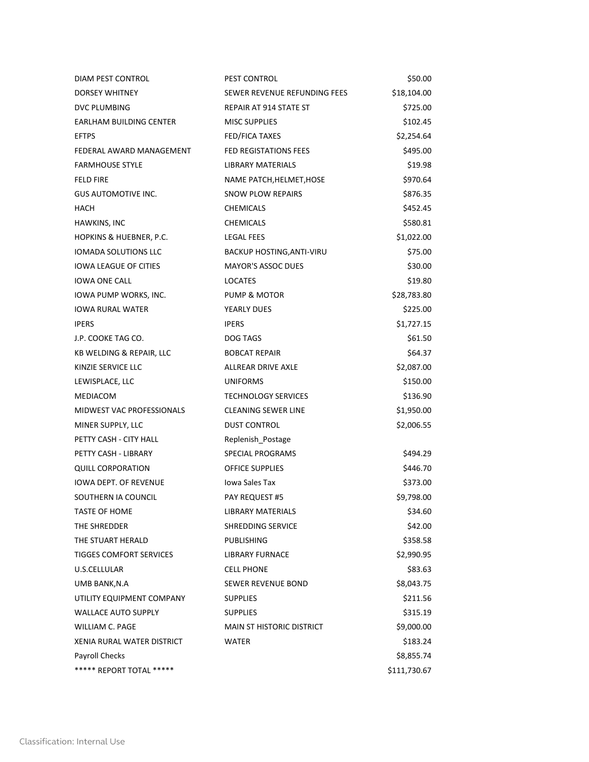| | | |
|---|---|---|
| DIAM PEST CONTROL | PEST CONTROL | $50.00 |
| DORSEY WHITNEY | SEWER REVENUE REFUNDING FEES | $18,104.00 |
| DVC PLUMBING | REPAIR AT 914 STATE ST | $725.00 |
| EARLHAM BUILDING CENTER | MISC SUPPLIES | $102.45 |
| EFTPS | FED/FICA TAXES | $2,254.64 |
| FEDERAL AWARD MANAGEMENT | FED REGISTATIONS FEES | $495.00 |
| FARMHOUSE STYLE | LIBRARY MATERIALS | $19.98 |
| FELD FIRE | NAME PATCH,HELMET,HOSE | $970.64 |
| GUS AUTOMOTIVE INC. | SNOW PLOW REPAIRS | $876.35 |
| HACH | CHEMICALS | $452.45 |
| HAWKINS, INC | CHEMICALS | $580.81 |
| HOPKINS & HUEBNER, P.C. | LEGAL FEES | $1,022.00 |
| IOMADA SOLUTIONS LLC | BACKUP HOSTING,ANTI-VIRU | $75.00 |
| IOWA LEAGUE OF CITIES | MAYOR'S ASSOC DUES | $30.00 |
| IOWA ONE CALL | LOCATES | $19.80 |
| IOWA PUMP WORKS, INC. | PUMP & MOTOR | $28,783.80 |
| IOWA RURAL WATER | YEARLY DUES | $225.00 |
| IPERS | IPERS | $1,727.15 |
| J.P. COOKE TAG CO. | DOG TAGS | $61.50 |
| KB WELDING & REPAIR, LLC | BOBCAT REPAIR | $64.37 |
| KINZIE SERVICE LLC | ALLREAR DRIVE AXLE | $2,087.00 |
| LEWISPLACE, LLC | UNIFORMS | $150.00 |
| MEDIACOM | TECHNOLOGY SERVICES | $136.90 |
| MIDWEST VAC PROFESSIONALS | CLEANING SEWER LINE | $1,950.00 |
| MINER SUPPLY, LLC | DUST CONTROL | $2,006.55 |
| PETTY CASH - CITY HALL | Replenish_Postage | |
| PETTY CASH - LIBRARY | SPECIAL PROGRAMS | $494.29 |
| QUILL CORPORATION | OFFICE SUPPLIES | $446.70 |
| IOWA DEPT. OF REVENUE | Iowa Sales Tax | $373.00 |
| SOUTHERN IA COUNCIL | PAY REQUEST #5 | $9,798.00 |
| TASTE OF HOME | LIBRARY MATERIALS | $34.60 |
| THE SHREDDER | SHREDDING SERVICE | $42.00 |
| THE STUART HERALD | PUBLISHING | $358.58 |
| TIGGES COMFORT SERVICES | LIBRARY FURNACE | $2,990.95 |
| U.S.CELLULAR | CELL PHONE | $83.63 |
| UMB BANK,N.A | SEWER REVENUE BOND | $8,043.75 |
| UTILITY EQUIPMENT COMPANY | SUPPLIES | $211.56 |
| WALLACE AUTO SUPPLY | SUPPLIES | $315.19 |
| WILLIAM C. PAGE | MAIN ST HISTORIC DISTRICT | $9,000.00 |
| XENIA RURAL WATER DISTRICT | WATER | $183.24 |
| Payroll Checks | | $8,855.74 |
| ***** REPORT TOTAL ***** | | $111,730.67 |

Classification: Internal Use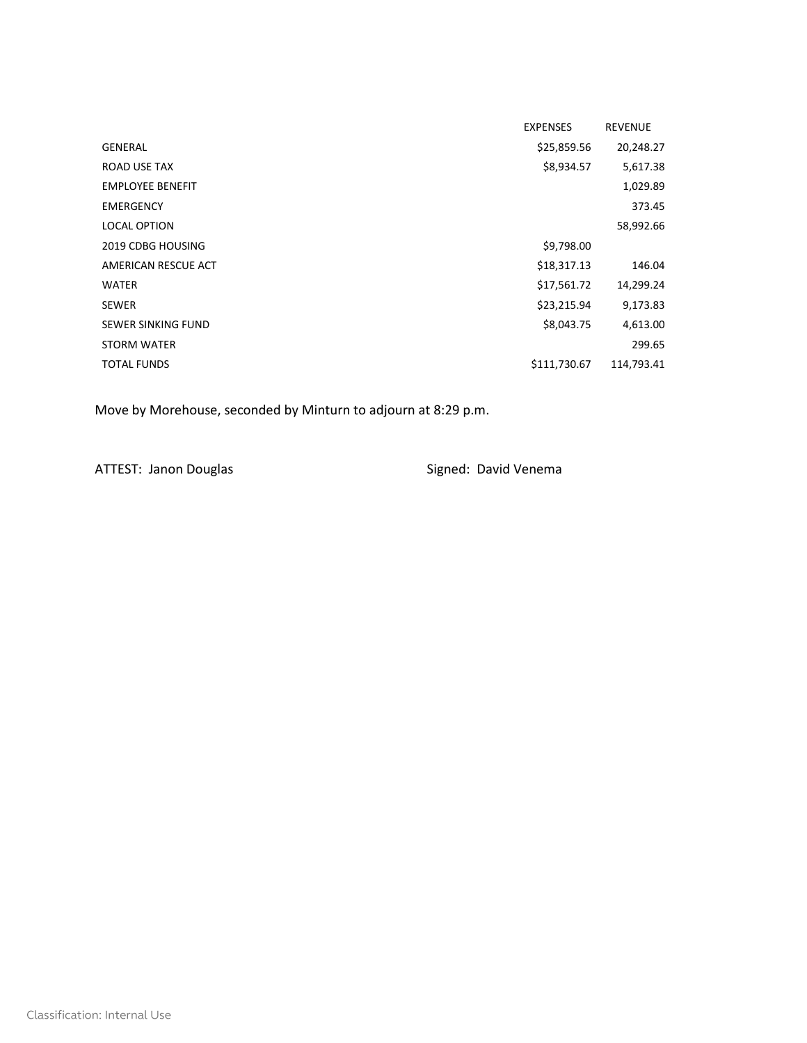| | EXPENSES | REVENUE |
|---|---|---|
| GENERAL | $25,859.56 | 20,248.27 |
| ROAD USE TAX | $8,934.57 | 5,617.38 |
| EMPLOYEE BENEFIT | | 1,029.89 |
| EMERGENCY | | 373.45 |
| LOCAL OPTION | | 58,992.66 |
| 2019 CDBG HOUSING | $9,798.00 | |
| AMERICAN RESCUE ACT | $18,317.13 | 146.04 |
| WATER | $17,561.72 | 14,299.24 |
| SEWER | $23,215.94 | 9,173.83 |
| SEWER SINKING FUND | $8,043.75 | 4,613.00 |
| STORM WATER | | 299.65 |
| TOTAL FUNDS | $111,730.67 | 114,793.41 |

Move by Morehouse, seconded by Minturn to adjourn at 8:29 p.m.

ATTEST: Janon Douglas

Signed: David Venema

Classification: Internal Use